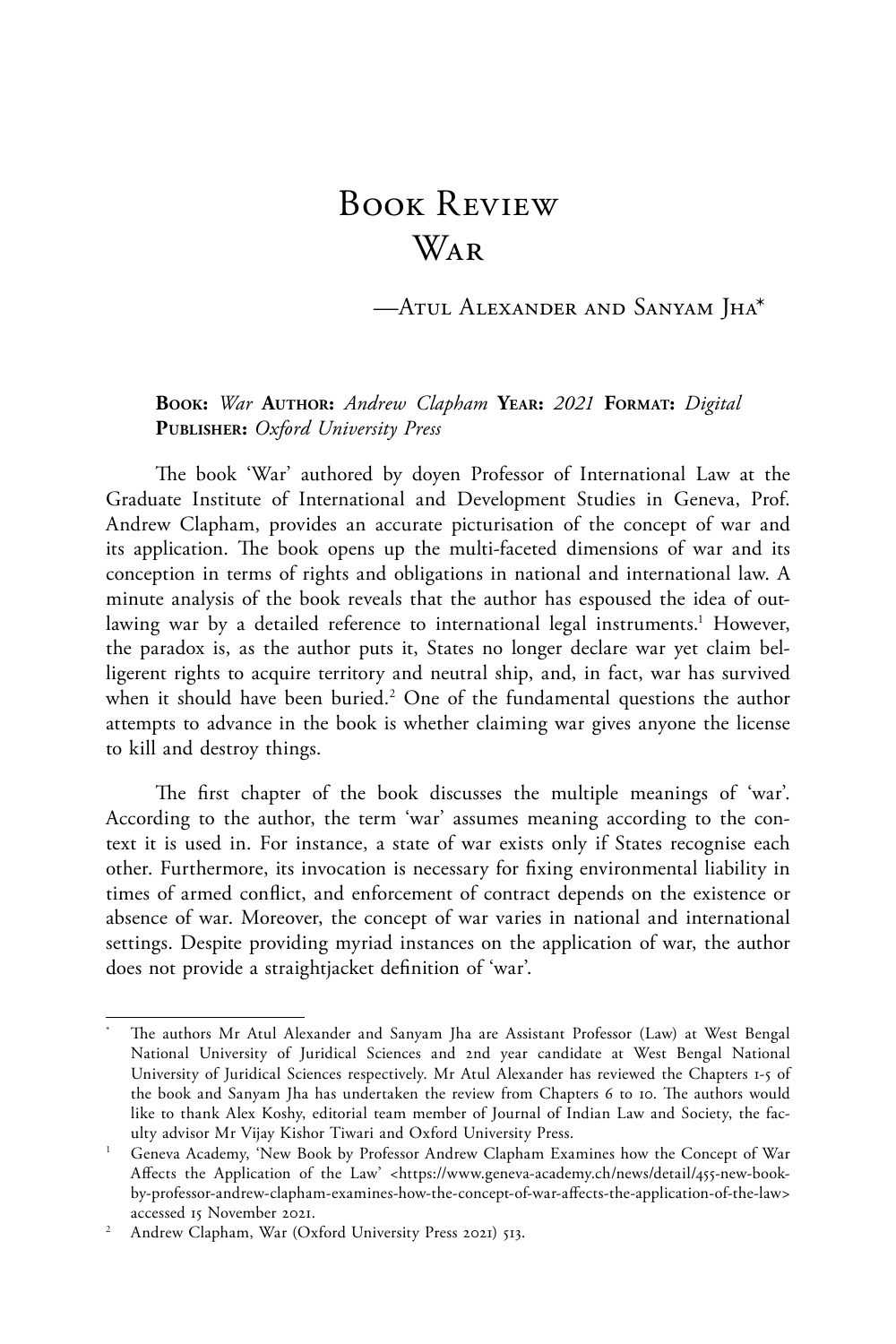# Book Review
# War

—Atul Alexander and Sanyam Jha*

**Book:** *War* **Author:** *Andrew Clapham* **Year:** *2021* **Format:** *Digital* **Publisher:** *Oxford University Press*

The book 'War' authored by doyen Professor of International Law at the Graduate Institute of International and Development Studies in Geneva, Prof. Andrew Clapham, provides an accurate picturisation of the concept of war and its application. The book opens up the multi-faceted dimensions of war and its conception in terms of rights and obligations in national and international law. A minute analysis of the book reveals that the author has espoused the idea of outlawing war by a detailed reference to international legal instruments.[1] However, the paradox is, as the author puts it, States no longer declare war yet claim belligerent rights to acquire territory and neutral ship, and, in fact, war has survived when it should have been buried.[2] One of the fundamental questions the author attempts to advance in the book is whether claiming war gives anyone the license to kill and destroy things.

The first chapter of the book discusses the multiple meanings of 'war'. According to the author, the term 'war' assumes meaning according to the context it is used in. For instance, a state of war exists only if States recognise each other. Furthermore, its invocation is necessary for fixing environmental liability in times of armed conflict, and enforcement of contract depends on the existence or absence of war. Moreover, the concept of war varies in national and international settings. Despite providing myriad instances on the application of war, the author does not provide a straightjacket definition of 'war'.

---

* The authors Mr Atul Alexander and Sanyam Jha are Assistant Professor (Law) at West Bengal National University of Juridical Sciences and 2nd year candidate at West Bengal National University of Juridical Sciences respectively. Mr Atul Alexander has reviewed the Chapters 1-5 of the book and Sanyam Jha has undertaken the review from Chapters 6 to 10. The authors would like to thank Alex Koshy, editorial team member of Journal of Indian Law and Society, the faculty advisor Mr Vijay Kishor Tiwari and Oxford University Press.

[1] Geneva Academy, 'New Book by Professor Andrew Clapham Examines how the Concept of War Affects the Application of the Law' <https://www.geneva-academy.ch/news/detail/455-new-book-by-professor-andrew-clapham-examines-how-the-concept-of-war-affects-the-application-of-the-law> accessed 15 November 2021.

[2] Andrew Clapham, War (Oxford University Press 2021) 513.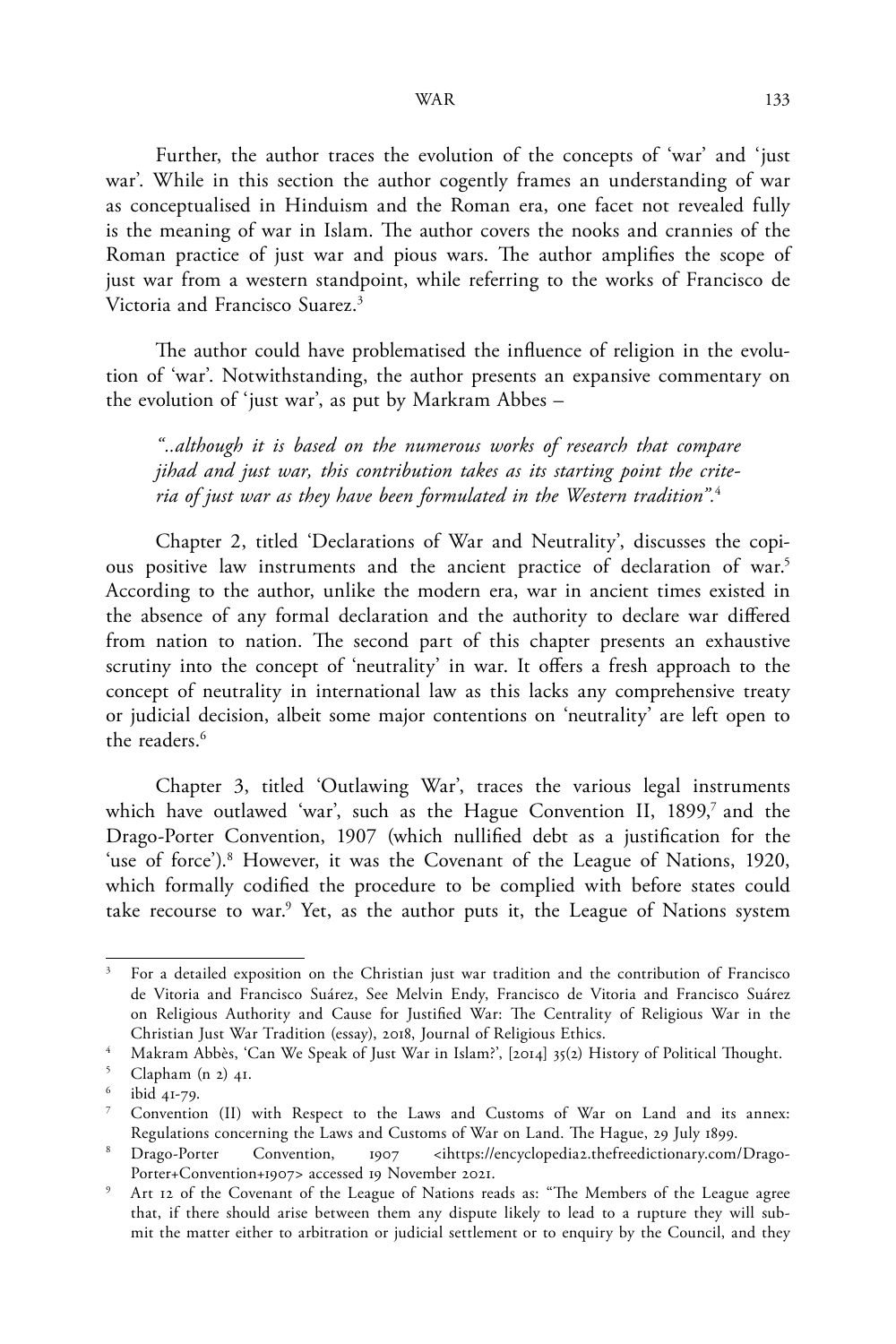Further, the author traces the evolution of the concepts of 'war' and 'just war'. While in this section the author cogently frames an understanding of war as conceptualised in Hinduism and the Roman era, one facet not revealed fully is the meaning of war in Islam. The author covers the nooks and crannies of the Roman practice of just war and pious wars. The author amplifies the scope of just war from a western standpoint, while referring to the works of Francisco de Victoria and Francisco Suarez.[3]

The author could have problematised the influence of religion in the evolution of 'war'. Notwithstanding, the author presents an expansive commentary on the evolution of 'just war', as put by Markram Abbes –

> *"..although it is based on the numerous works of research that compare jihad and just war, this contribution takes as its starting point the criteria of just war as they have been formulated in the Western tradition".*[4]

Chapter 2, titled 'Declarations of War and Neutrality', discusses the copious positive law instruments and the ancient practice of declaration of war.[5] According to the author, unlike the modern era, war in ancient times existed in the absence of any formal declaration and the authority to declare war differed from nation to nation. The second part of this chapter presents an exhaustive scrutiny into the concept of 'neutrality' in war. It offers a fresh approach to the concept of neutrality in international law as this lacks any comprehensive treaty or judicial decision, albeit some major contentions on 'neutrality' are left open to the readers.[6]

Chapter 3, titled 'Outlawing War', traces the various legal instruments which have outlawed 'war', such as the Hague Convention II, 1899,[7] and the Drago-Porter Convention, 1907 (which nullified debt as a justification for the 'use of force').[8] However, it was the Covenant of the League of Nations, 1920, which formally codified the procedure to be complied with before states could take recourse to war.[9] Yet, as the author puts it, the League of Nations system

---

[3] For a detailed exposition on the Christian just war tradition and the contribution of Francisco de Vitoria and Francisco Suárez, See Melvin Endy, Francisco de Vitoria and Francisco Suárez on Religious Authority and Cause for Justified War: The Centrality of Religious War in the Christian Just War Tradition (essay), 2018, Journal of Religious Ethics.

[4] Makram Abbès, 'Can We Speak of Just War in Islam?', [2014] 35(2) History of Political Thought.

[5] Clapham (n 2) 41.

[6] ibid 41-79.

[7] Convention (II) with Respect to the Laws and Customs of War on Land and its annex: Regulations concerning the Laws and Customs of War on Land. The Hague, 29 July 1899.

[8] Drago-Porter Convention, 1907 <ihttps://encyclopedia2.thefreedictionary.com/Drago-Porter+Convention+1907> accessed 19 November 2021.

[9] Art 12 of the Covenant of the League of Nations reads as: "The Members of the League agree that, if there should arise between them any dispute likely to lead to a rupture they will submit the matter either to arbitration or judicial settlement or to enquiry by the Council, and they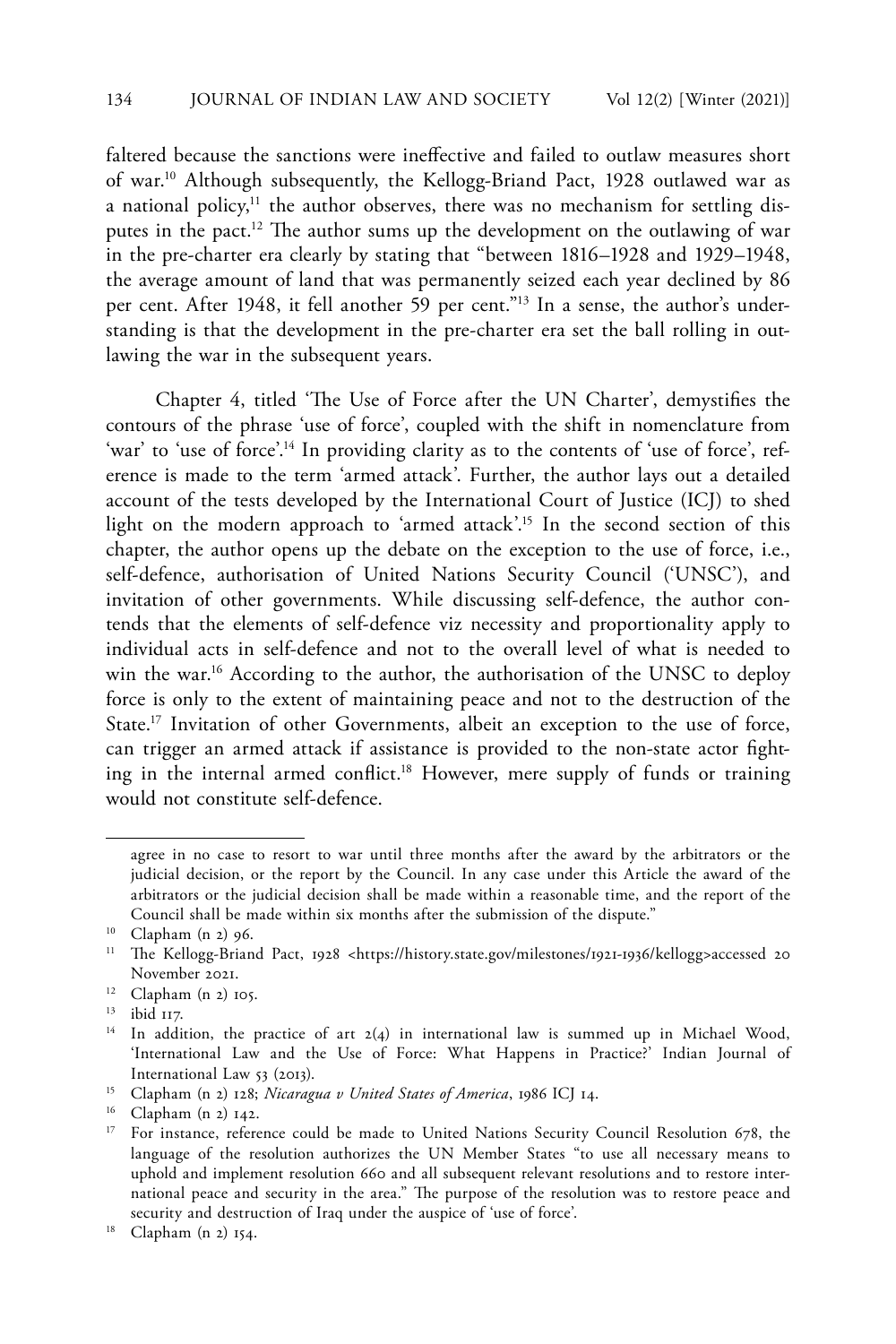faltered because the sanctions were ineffective and failed to outlaw measures short of war.[10] Although subsequently, the Kellogg-Briand Pact, 1928 outlawed war as a national policy,[11] the author observes, there was no mechanism for settling disputes in the pact.[12] The author sums up the development on the outlawing of war in the pre-charter era clearly by stating that "between 1816–1928 and 1929–1948, the average amount of land that was permanently seized each year declined by 86 per cent. After 1948, it fell another 59 per cent."[13] In a sense, the author's understanding is that the development in the pre-charter era set the ball rolling in outlawing the war in the subsequent years.

Chapter 4, titled 'The Use of Force after the UN Charter', demystifies the contours of the phrase 'use of force', coupled with the shift in nomenclature from 'war' to 'use of force'.[14] In providing clarity as to the contents of 'use of force', reference is made to the term 'armed attack'. Further, the author lays out a detailed account of the tests developed by the International Court of Justice (ICJ) to shed light on the modern approach to 'armed attack'.[15] In the second section of this chapter, the author opens up the debate on the exception to the use of force, i.e., self-defence, authorisation of United Nations Security Council ('UNSC'), and invitation of other governments. While discussing self-defence, the author contends that the elements of self-defence viz necessity and proportionality apply to individual acts in self-defence and not to the overall level of what is needed to win the war.[16] According to the author, the authorisation of the UNSC to deploy force is only to the extent of maintaining peace and not to the destruction of the State.[17] Invitation of other Governments, albeit an exception to the use of force, can trigger an armed attack if assistance is provided to the non-state actor fighting in the internal armed conflict.[18] However, mere supply of funds or training would not constitute self-defence.

---

agree in no case to resort to war until three months after the award by the arbitrators or the judicial decision, or the report by the Council. In any case under this Article the award of the arbitrators or the judicial decision shall be made within a reasonable time, and the report of the Council shall be made within six months after the submission of the dispute."

[10] Clapham (n 2) 96.

[11] The Kellogg-Briand Pact, 1928 <https://history.state.gov/milestones/1921-1936/kellogg>accessed 20 November 2021.

[12] Clapham (n 2) 105.

[13] ibid 117.

[14] In addition, the practice of art 2(4) in international law is summed up in Michael Wood, 'International Law and the Use of Force: What Happens in Practice?' Indian Journal of International Law 53 (2013).

[15] Clapham (n 2) 128; *Nicaragua v United States of America*, 1986 ICJ 14.

[16] Clapham (n 2) 142.

[17] For instance, reference could be made to United Nations Security Council Resolution 678, the language of the resolution authorizes the UN Member States "to use all necessary means to uphold and implement resolution 660 and all subsequent relevant resolutions and to restore international peace and security in the area." The purpose of the resolution was to restore peace and security and destruction of Iraq under the auspice of 'use of force'.

[18] Clapham (n 2) 154.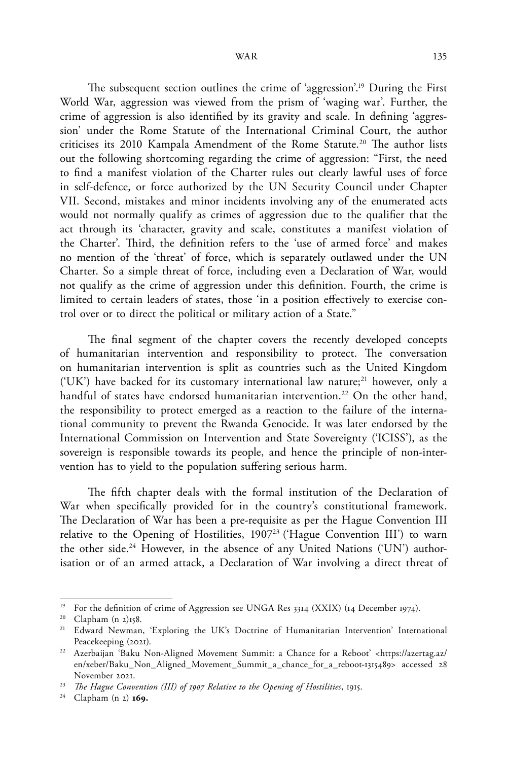The subsequent section outlines the crime of 'aggression'.[19] During the First World War, aggression was viewed from the prism of 'waging war'. Further, the crime of aggression is also identified by its gravity and scale. In defining 'aggression' under the Rome Statute of the International Criminal Court, the author criticises its 2010 Kampala Amendment of the Rome Statute.[20] The author lists out the following shortcoming regarding the crime of aggression: "First, the need to find a manifest violation of the Charter rules out clearly lawful uses of force in self-defence, or force authorized by the UN Security Council under Chapter VII. Second, mistakes and minor incidents involving any of the enumerated acts would not normally qualify as crimes of aggression due to the qualifier that the act through its 'character, gravity and scale, constitutes a manifest violation of the Charter'. Third, the definition refers to the 'use of armed force' and makes no mention of the 'threat' of force, which is separately outlawed under the UN Charter. So a simple threat of force, including even a Declaration of War, would not qualify as the crime of aggression under this definition. Fourth, the crime is limited to certain leaders of states, those 'in a position effectively to exercise control over or to direct the political or military action of a State."

The final segment of the chapter covers the recently developed concepts of humanitarian intervention and responsibility to protect. The conversation on humanitarian intervention is split as countries such as the United Kingdom ('UK') have backed for its customary international law nature;[21] however, only a handful of states have endorsed humanitarian intervention.[22] On the other hand, the responsibility to protect emerged as a reaction to the failure of the international community to prevent the Rwanda Genocide. It was later endorsed by the International Commission on Intervention and State Sovereignty ('ICISS'), as the sovereign is responsible towards its people, and hence the principle of non-intervention has to yield to the population suffering serious harm.

The fifth chapter deals with the formal institution of the Declaration of War when specifically provided for in the country's constitutional framework. The Declaration of War has been a pre-requisite as per the Hague Convention III relative to the Opening of Hostilities, 1907[23] ('Hague Convention III') to warn the other side.[24] However, in the absence of any United Nations ('UN') authorisation or of an armed attack, a Declaration of War involving a direct threat of

---

[19] For the definition of crime of Aggression see UNGA Res 3314 (XXIX) (14 December 1974).

[20] Clapham (n 2)158.

[21] Edward Newman, 'Exploring the UK's Doctrine of Humanitarian Intervention' International Peacekeeping (2021).

[22] Azerbaijan 'Baku Non-Aligned Movement Summit: a Chance for a Reboot' <https://azertag.az/en/xeber/Baku_Non_Aligned_Movement_Summit_a_chance_for_a_reboot-1315489> accessed 28 November 2021.

[23] *The Hague Convention (III) of 1907 Relative to the Opening of Hostilities*, 1915.

[24] Clapham (n 2) **169.**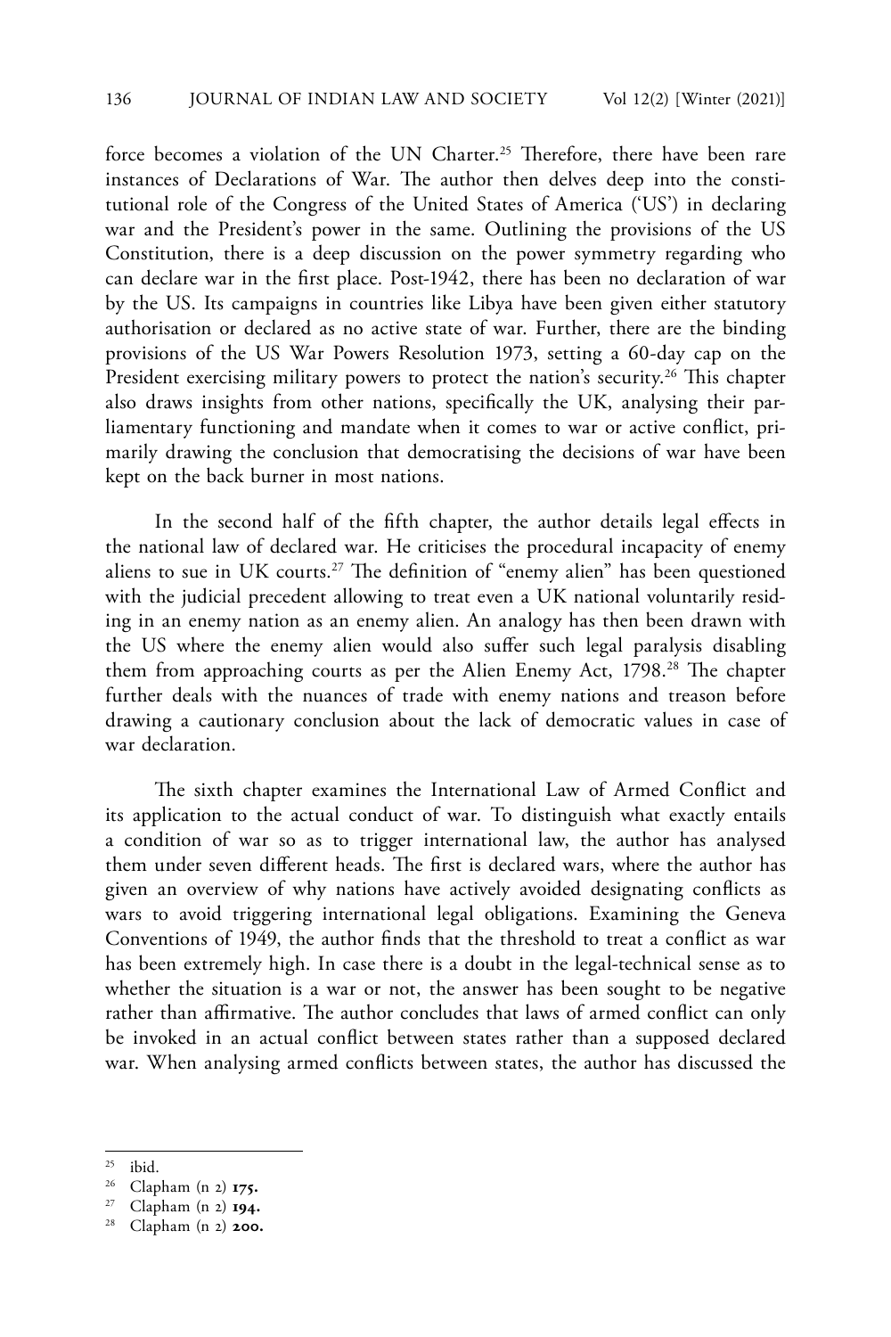force becomes a violation of the UN Charter.[25] Therefore, there have been rare instances of Declarations of War. The author then delves deep into the constitutional role of the Congress of the United States of America ('US') in declaring war and the President's power in the same. Outlining the provisions of the US Constitution, there is a deep discussion on the power symmetry regarding who can declare war in the first place. Post-1942, there has been no declaration of war by the US. Its campaigns in countries like Libya have been given either statutory authorisation or declared as no active state of war. Further, there are the binding provisions of the US War Powers Resolution 1973, setting a 60-day cap on the President exercising military powers to protect the nation's security.[26] This chapter also draws insights from other nations, specifically the UK, analysing their parliamentary functioning and mandate when it comes to war or active conflict, primarily drawing the conclusion that democratising the decisions of war have been kept on the back burner in most nations.

In the second half of the fifth chapter, the author details legal effects in the national law of declared war. He criticises the procedural incapacity of enemy aliens to sue in UK courts.[27] The definition of "enemy alien" has been questioned with the judicial precedent allowing to treat even a UK national voluntarily residing in an enemy nation as an enemy alien. An analogy has then been drawn with the US where the enemy alien would also suffer such legal paralysis disabling them from approaching courts as per the Alien Enemy Act, 1798.[28] The chapter further deals with the nuances of trade with enemy nations and treason before drawing a cautionary conclusion about the lack of democratic values in case of war declaration.

The sixth chapter examines the International Law of Armed Conflict and its application to the actual conduct of war. To distinguish what exactly entails a condition of war so as to trigger international law, the author has analysed them under seven different heads. The first is declared wars, where the author has given an overview of why nations have actively avoided designating conflicts as wars to avoid triggering international legal obligations. Examining the Geneva Conventions of 1949, the author finds that the threshold to treat a conflict as war has been extremely high. In case there is a doubt in the legal-technical sense as to whether the situation is a war or not, the answer has been sought to be negative rather than affirmative. The author concludes that laws of armed conflict can only be invoked in an actual conflict between states rather than a supposed declared war. When analysing armed conflicts between states, the author has discussed the

---

[25] ibid.

[26] Clapham (n 2) **175.**

[27] Clapham (n 2) **194.**

[28] Clapham (n 2) **200.**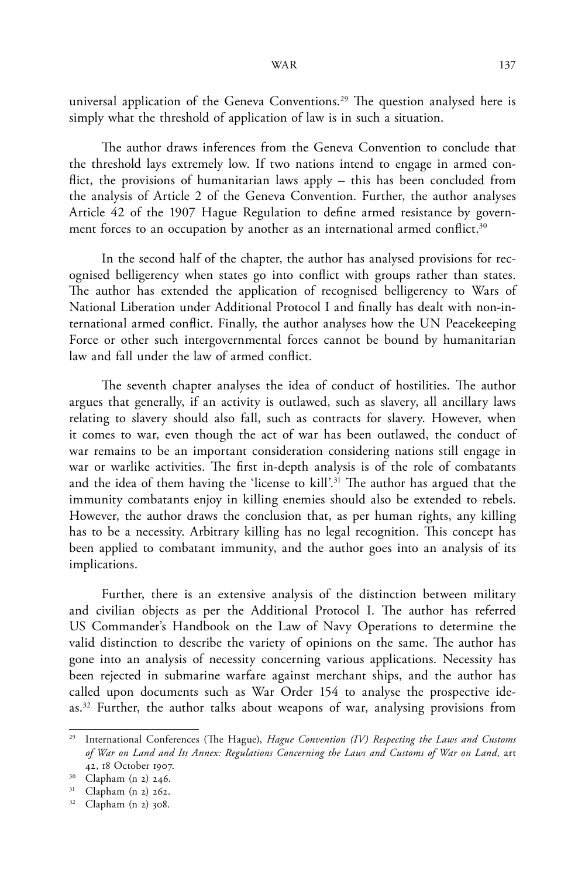universal application of the Geneva Conventions.[29] The question analysed here is simply what the threshold of application of law is in such a situation.

The author draws inferences from the Geneva Convention to conclude that the threshold lays extremely low. If two nations intend to engage in armed conflict, the provisions of humanitarian laws apply – this has been concluded from the analysis of Article 2 of the Geneva Convention. Further, the author analyses Article 42 of the 1907 Hague Regulation to define armed resistance by government forces to an occupation by another as an international armed conflict.[30]

In the second half of the chapter, the author has analysed provisions for recognised belligerency when states go into conflict with groups rather than states. The author has extended the application of recognised belligerency to Wars of National Liberation under Additional Protocol I and finally has dealt with non-international armed conflict. Finally, the author analyses how the UN Peacekeeping Force or other such intergovernmental forces cannot be bound by humanitarian law and fall under the law of armed conflict.

The seventh chapter analyses the idea of conduct of hostilities. The author argues that generally, if an activity is outlawed, such as slavery, all ancillary laws relating to slavery should also fall, such as contracts for slavery. However, when it comes to war, even though the act of war has been outlawed, the conduct of war remains to be an important consideration considering nations still engage in war or warlike activities. The first in-depth analysis is of the role of combatants and the idea of them having the 'license to kill'.[31] The author has argued that the immunity combatants enjoy in killing enemies should also be extended to rebels. However, the author draws the conclusion that, as per human rights, any killing has to be a necessity. Arbitrary killing has no legal recognition. This concept has been applied to combatant immunity, and the author goes into an analysis of its implications.

Further, there is an extensive analysis of the distinction between military and civilian objects as per the Additional Protocol I. The author has referred US Commander's Handbook on the Law of Navy Operations to determine the valid distinction to describe the variety of opinions on the same. The author has gone into an analysis of necessity concerning various applications. Necessity has been rejected in submarine warfare against merchant ships, and the author has called upon documents such as War Order 154 to analyse the prospective ideas.[32] Further, the author talks about weapons of war, analysing provisions from

---

[29] International Conferences (The Hague), *Hague Convention (IV) Respecting the Laws and Customs of War on Land and Its Annex: Regulations Concerning the Laws and Customs of War on Land,* art 42, 18 October 1907.

[30] Clapham (n 2) 246.

[31] Clapham (n 2) 262.

[32] Clapham (n 2) 308.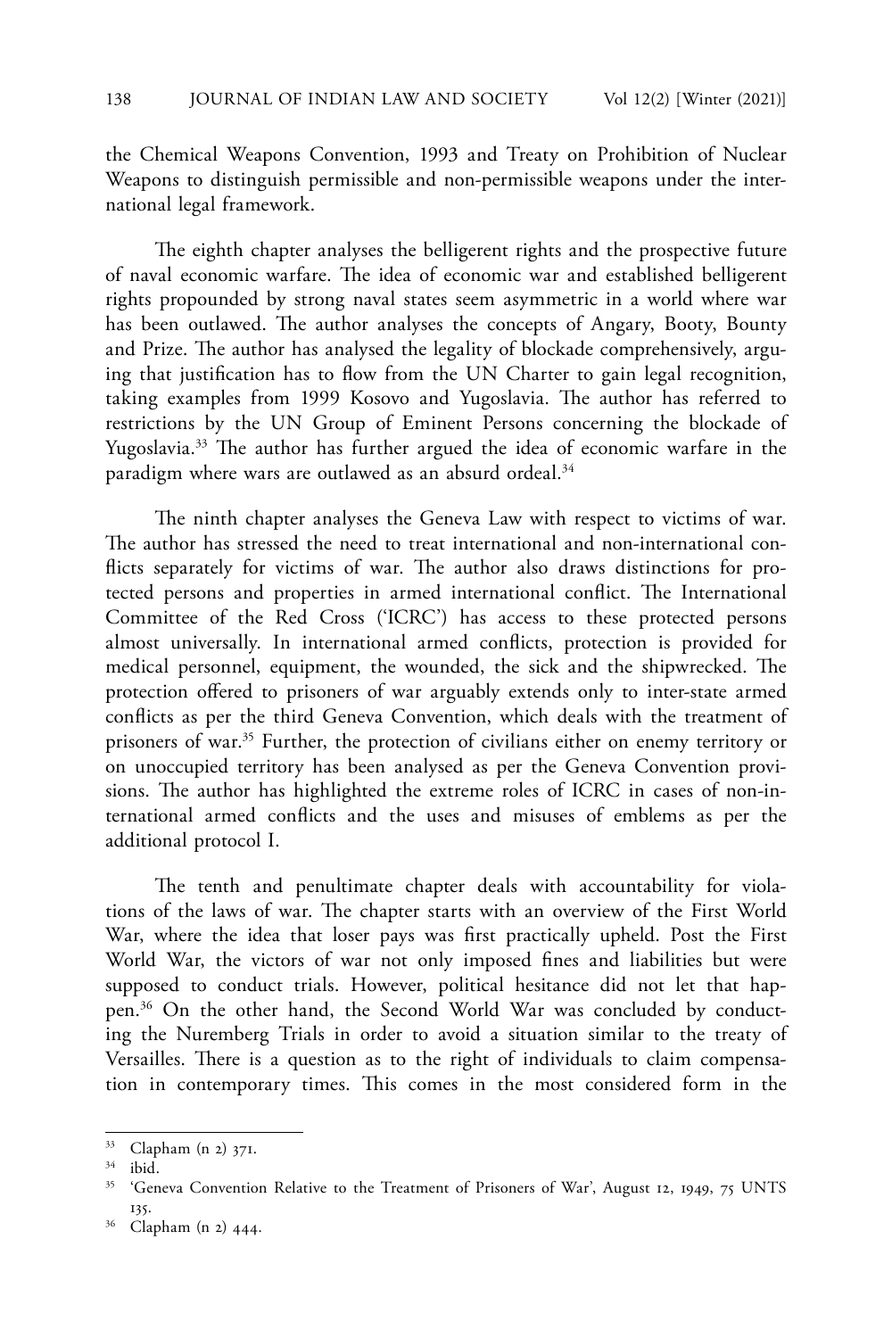the Chemical Weapons Convention, 1993 and Treaty on Prohibition of Nuclear Weapons to distinguish permissible and non-permissible weapons under the international legal framework.

The eighth chapter analyses the belligerent rights and the prospective future of naval economic warfare. The idea of economic war and established belligerent rights propounded by strong naval states seem asymmetric in a world where war has been outlawed. The author analyses the concepts of Angary, Booty, Bounty and Prize. The author has analysed the legality of blockade comprehensively, arguing that justification has to flow from the UN Charter to gain legal recognition, taking examples from 1999 Kosovo and Yugoslavia. The author has referred to restrictions by the UN Group of Eminent Persons concerning the blockade of Yugoslavia.[33] The author has further argued the idea of economic warfare in the paradigm where wars are outlawed as an absurd ordeal.[34]

The ninth chapter analyses the Geneva Law with respect to victims of war. The author has stressed the need to treat international and non-international conflicts separately for victims of war. The author also draws distinctions for protected persons and properties in armed international conflict. The International Committee of the Red Cross ('ICRC') has access to these protected persons almost universally. In international armed conflicts, protection is provided for medical personnel, equipment, the wounded, the sick and the shipwrecked. The protection offered to prisoners of war arguably extends only to inter-state armed conflicts as per the third Geneva Convention, which deals with the treatment of prisoners of war.[35] Further, the protection of civilians either on enemy territory or on unoccupied territory has been analysed as per the Geneva Convention provisions. The author has highlighted the extreme roles of ICRC in cases of non-international armed conflicts and the uses and misuses of emblems as per the additional protocol I.

The tenth and penultimate chapter deals with accountability for violations of the laws of war. The chapter starts with an overview of the First World War, where the idea that loser pays was first practically upheld. Post the First World War, the victors of war not only imposed fines and liabilities but were supposed to conduct trials. However, political hesitance did not let that happen.[36] On the other hand, the Second World War was concluded by conducting the Nuremberg Trials in order to avoid a situation similar to the treaty of Versailles. There is a question as to the right of individuals to claim compensation in contemporary times. This comes in the most considered form in the

---

[33] Clapham (n 2) 371.

[34] ibid.

[35] 'Geneva Convention Relative to the Treatment of Prisoners of War', August 12, 1949, 75 UNTS 135.

[36] Clapham (n 2) 444.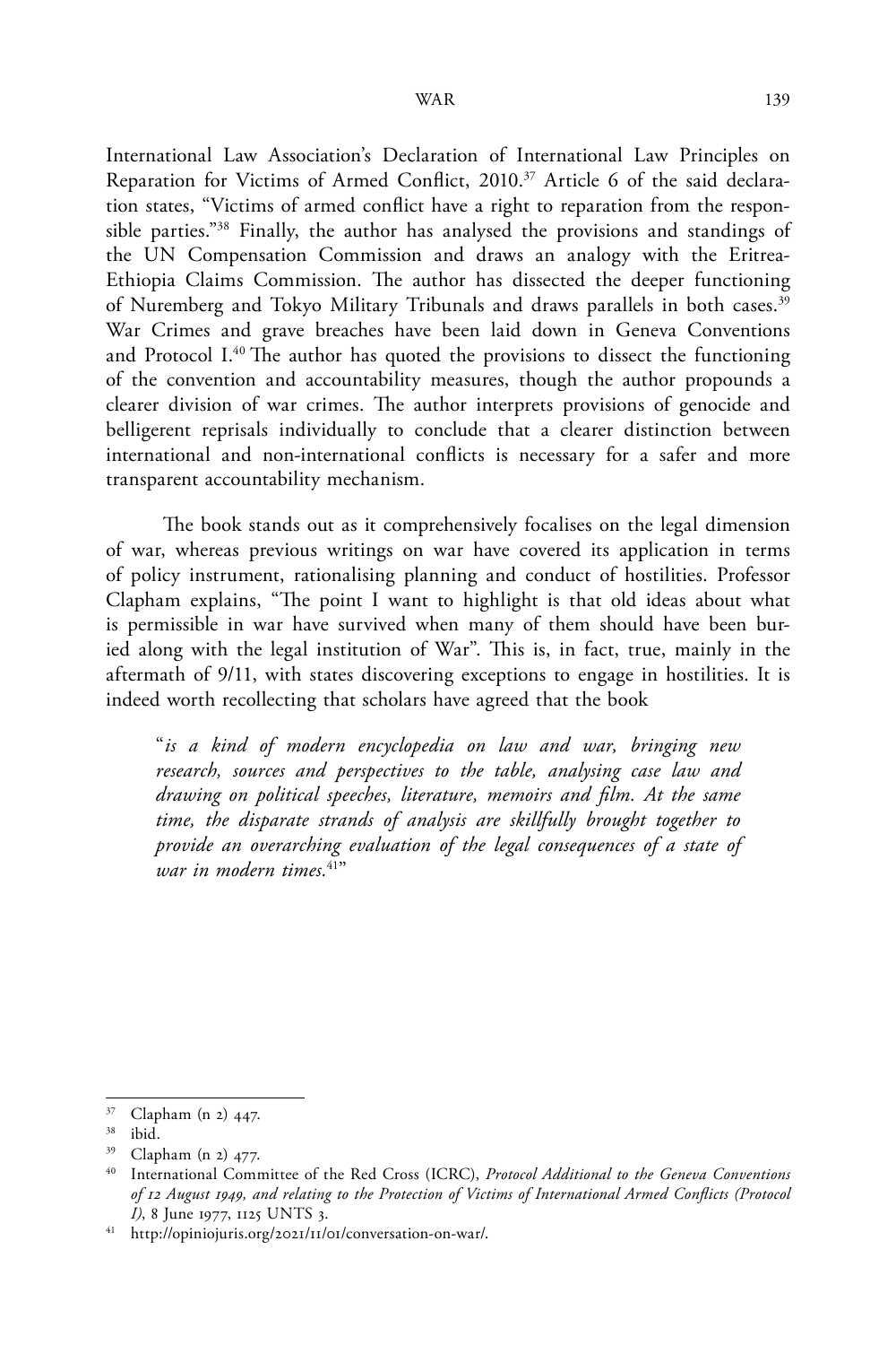International Law Association's Declaration of International Law Principles on Reparation for Victims of Armed Conflict, 2010.[37] Article 6 of the said declaration states, "Victims of armed conflict have a right to reparation from the responsible parties."[38] Finally, the author has analysed the provisions and standings of the UN Compensation Commission and draws an analogy with the Eritrea-Ethiopia Claims Commission. The author has dissected the deeper functioning of Nuremberg and Tokyo Military Tribunals and draws parallels in both cases.[39] War Crimes and grave breaches have been laid down in Geneva Conventions and Protocol I.[40] The author has quoted the provisions to dissect the functioning of the convention and accountability measures, though the author propounds a clearer division of war crimes. The author interprets provisions of genocide and belligerent reprisals individually to conclude that a clearer distinction between international and non-international conflicts is necessary for a safer and more transparent accountability mechanism.

The book stands out as it comprehensively focalises on the legal dimension of war, whereas previous writings on war have covered its application in terms of policy instrument, rationalising planning and conduct of hostilities. Professor Clapham explains, "The point I want to highlight is that old ideas about what is permissible in war have survived when many of them should have been buried along with the legal institution of War". This is, in fact, true, mainly in the aftermath of 9/11, with states discovering exceptions to engage in hostilities. It is indeed worth recollecting that scholars have agreed that the book

> "*is a kind of modern encyclopedia on law and war, bringing new research, sources and perspectives to the table, analysing case law and drawing on political speeches, literature, memoirs and film. At the same time, the disparate strands of analysis are skillfully brought together to provide an overarching evaluation of the legal consequences of a state of war in modern times.*[41]"

---

[37] Clapham (n 2) 447.

[38] ibid.

[39] Clapham (n 2) 477.

[40] International Committee of the Red Cross (ICRC), *Protocol Additional to the Geneva Conventions of 12 August 1949, and relating to the Protection of Victims of International Armed Conflicts (Protocol I)*, 8 June 1977, 1125 UNTS 3.

[41] http://opiniojuris.org/2021/11/01/conversation-on-war/.